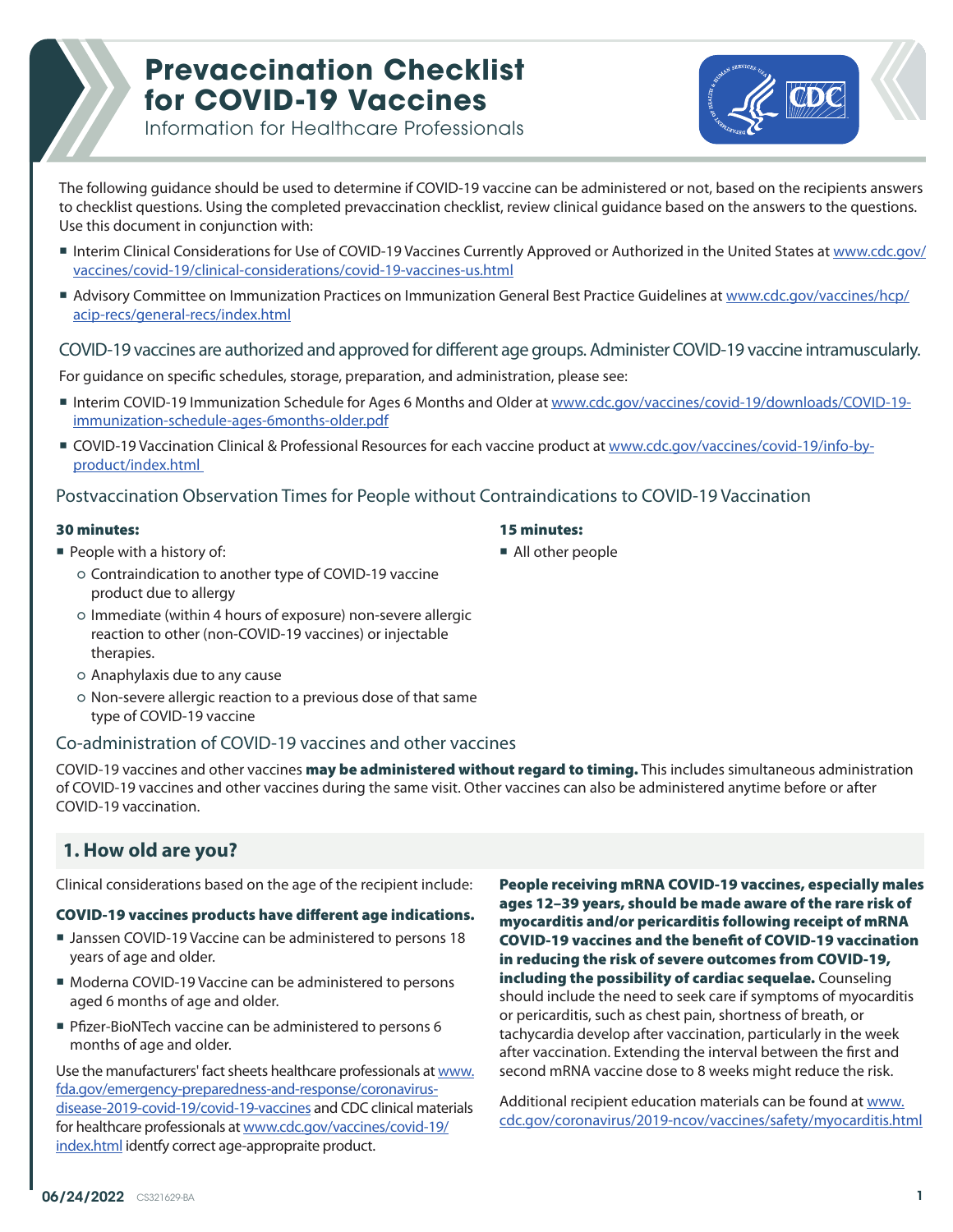# Prevaccination Checklist for COVID-19 Vaccines

Information for Healthcare Professionals

The following guidance should be used to determine if COVID-19 vaccine can be administered or not, based on the recipients answers to checklist questions. Using the completed prevaccination checklist, review clinical guidance based on the answers to the questions. Use this document in conjunction with:

- Interim Clinical Considerations for Use of COVID-19 Vaccines Currently Approved or Authorized in the United States at www.cdc.gov/vaccines/covid-19/clinical-considerations/covid-19-vaccines-us.html
- Advisory Committee on Immunization Practices on Immunization General Best Practice Guidelines at www.cdc.gov/vaccines/hcp/acip-recs/general-recs/index.html

## COVID-19 vaccines are authorized and approved for different age groups. Administer COVID-19 vaccine intramuscularly.

For guidance on specific schedules, storage, preparation, and administration, please see:

- Interim COVID-19 Immunization Schedule for Ages 6 Months and Older at www.cdc.gov/vaccines/covid-19/downloads/COVID-19-immunization-schedule-ages-6months-older.pdf
- COVID-19 Vaccination Clinical & Professional Resources for each vaccine product at www.cdc.gov/vaccines/covid-19/info-by-product/index.html

## Postvaccination Observation Times for People without Contraindications to COVID-19 Vaccination

**30 minutes:**

- People with a history of:
  - Contraindication to another type of COVID-19 vaccine product due to allergy
  - Immediate (within 4 hours of exposure) non-severe allergic reaction to other (non-COVID-19 vaccines) or injectable therapies.
  - Anaphylaxis due to any cause
  - Non-severe allergic reaction to a previous dose of that same type of COVID-19 vaccine

**15 minutes:**

- All other people

## Co-administration of COVID-19 vaccines and other vaccines

COVID-19 vaccines and other vaccines **may be administered without regard to timing.** This includes simultaneous administration of COVID-19 vaccines and other vaccines during the same visit. Other vaccines can also be administered anytime before or after COVID-19 vaccination.

## 1. How old are you?

Clinical considerations based on the age of the recipient include:

**COVID-19 vaccines products have different age indications.**

- Janssen COVID-19 Vaccine can be administered to persons 18 years of age and older.
- Moderna COVID-19 Vaccine can be administered to persons aged 6 months of age and older.
- Pfizer-BioNTech vaccine can be administered to persons 6 months of age and older.

Use the manufacturers' fact sheets healthcare professionals at www.fda.gov/emergency-preparedness-and-response/coronavirus-disease-2019-covid-19/covid-19-vaccines and CDC clinical materials for healthcare professionals at www.cdc.gov/vaccines/covid-19/index.html identfy correct age-appropraite product.

**People receiving mRNA COVID-19 vaccines, especially males ages 12–39 years, should be made aware of the rare risk of myocarditis and/or pericarditis following receipt of mRNA COVID-19 vaccines and the benefit of COVID-19 vaccination in reducing the risk of severe outcomes from COVID-19, including the possibility of cardiac sequelae.** Counseling should include the need to seek care if symptoms of myocarditis or pericarditis, such as chest pain, shortness of breath, or tachycardia develop after vaccination, particularly in the week after vaccination. Extending the interval between the first and second mRNA vaccine dose to 8 weeks might reduce the risk.

Additional recipient education materials can be found at www.cdc.gov/coronavirus/2019-ncov/vaccines/safety/myocarditis.html

06/24/2022 CS321629-BA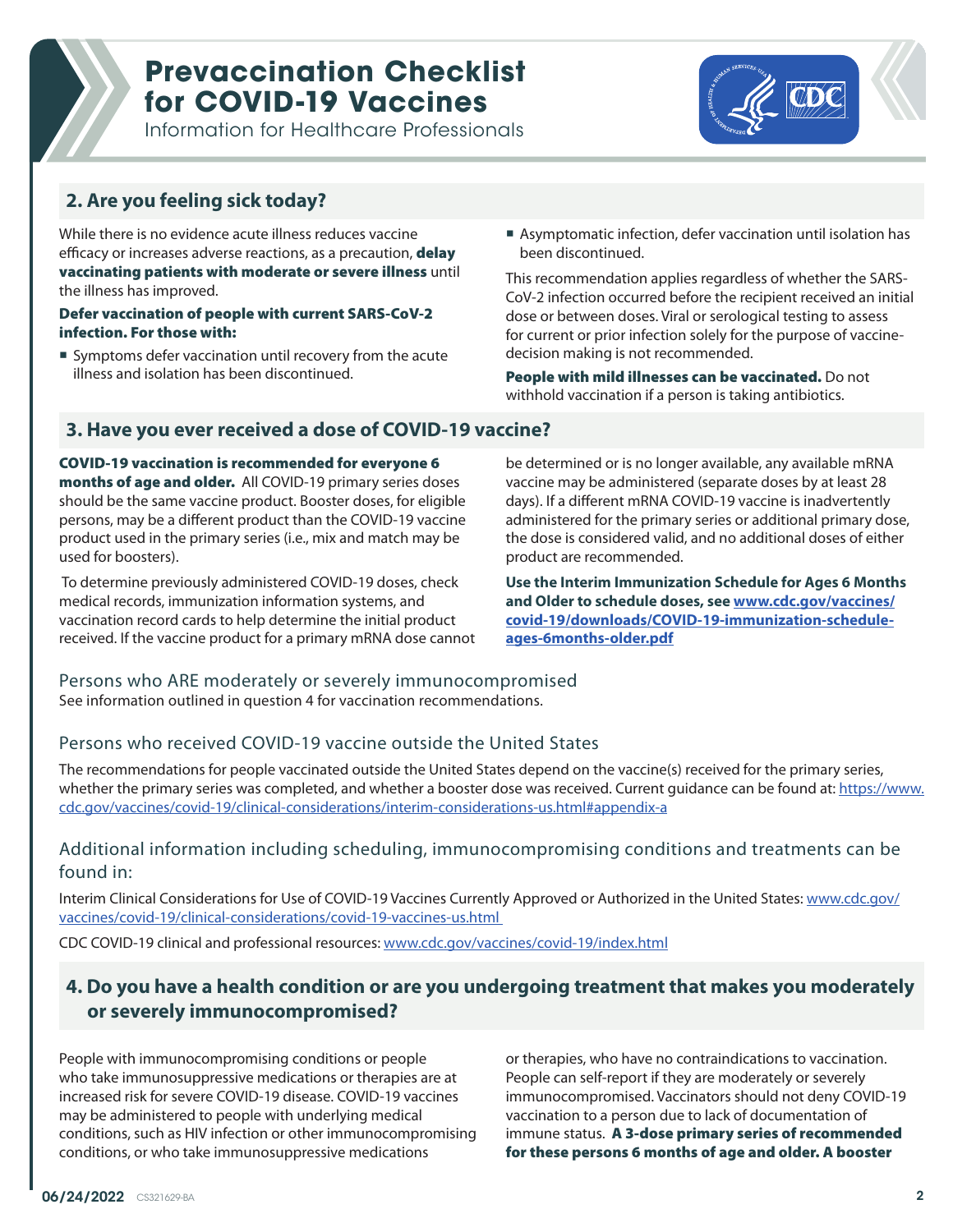## 2. Are you feeling sick today?

While there is no evidence acute illness reduces vaccine efficacy or increases adverse reactions, as a precaution, **delay vaccinating patients with moderate or severe illness** until the illness has improved.

**Defer vaccination of people with current SARS-CoV-2 infection. For those with:**

- Symptoms defer vaccination until recovery from the acute illness and isolation has been discontinued.
- Asymptomatic infection, defer vaccination until isolation has been discontinued.

This recommendation applies regardless of whether the SARS-CoV-2 infection occurred before the recipient received an initial dose or between doses. Viral or serological testing to assess for current or prior infection solely for the purpose of vaccine-decision making is not recommended.

**People with mild illnesses can be vaccinated.** Do not withhold vaccination if a person is taking antibiotics.

## 3. Have you ever received a dose of COVID-19 vaccine?

**COVID-19 vaccination is recommended for everyone 6 months of age and older.** All COVID-19 primary series doses should be the same vaccine product. Booster doses, for eligible persons, may be a different product than the COVID-19 vaccine product used in the primary series (i.e., mix and match may be used for boosters).

To determine previously administered COVID-19 doses, check medical records, immunization information systems, and vaccination record cards to help determine the initial product received. If the vaccine product for a primary mRNA dose cannot be determined or is no longer available, any available mRNA vaccine may be administered (separate doses by at least 28 days). If a different mRNA COVID-19 vaccine is inadvertently administered for the primary series or additional primary dose, the dose is considered valid, and no additional doses of either product are recommended.

**Use the Interim Immunization Schedule for Ages 6 Months and Older to schedule doses, see [www.cdc.gov/vaccines/covid-19/downloads/COVID-19-immunization-schedule-ages-6months-older.pdf](www.cdc.gov/vaccines/covid-19/downloads/COVID-19-immunization-schedule-ages-6months-older.pdf)**

### Persons who ARE moderately or severely immunocompromised

See information outlined in question 4 for vaccination recommendations.

### Persons who received COVID-19 vaccine outside the United States

The recommendations for people vaccinated outside the United States depend on the vaccine(s) received for the primary series, whether the primary series was completed, and whether a booster dose was received. Current guidance can be found at: [https://www.cdc.gov/vaccines/covid-19/clinical-considerations/interim-considerations-us.html#appendix-a](https://www.cdc.gov/vaccines/covid-19/clinical-considerations/interim-considerations-us.html#appendix-a)

### Additional information including scheduling, immunocompromising conditions and treatments can be found in:

Interim Clinical Considerations for Use of COVID-19 Vaccines Currently Approved or Authorized in the United States: [www.cdc.gov/vaccines/covid-19/clinical-considerations/covid-19-vaccines-us.html](www.cdc.gov/vaccines/covid-19/clinical-considerations/covid-19-vaccines-us.html)

CDC COVID-19 clinical and professional resources: [www.cdc.gov/vaccines/covid-19/index.html](www.cdc.gov/vaccines/covid-19/index.html)

## 4. Do you have a health condition or are you undergoing treatment that makes you moderately or severely immunocompromised?

People with immunocompromising conditions or people who take immunosuppressive medications or therapies are at increased risk for severe COVID-19 disease. COVID-19 vaccines may be administered to people with underlying medical conditions, such as HIV infection or other immunocompromising conditions, or who take immunosuppressive medications or therapies, who have no contraindications to vaccination. People can self-report if they are moderately or severely immunocompromised. Vaccinators should not deny COVID-19 vaccination to a person due to lack of documentation of immune status. **A 3-dose primary series of recommended for these persons 6 months of age and older. A booster**

06/24/2022 CS321629-BA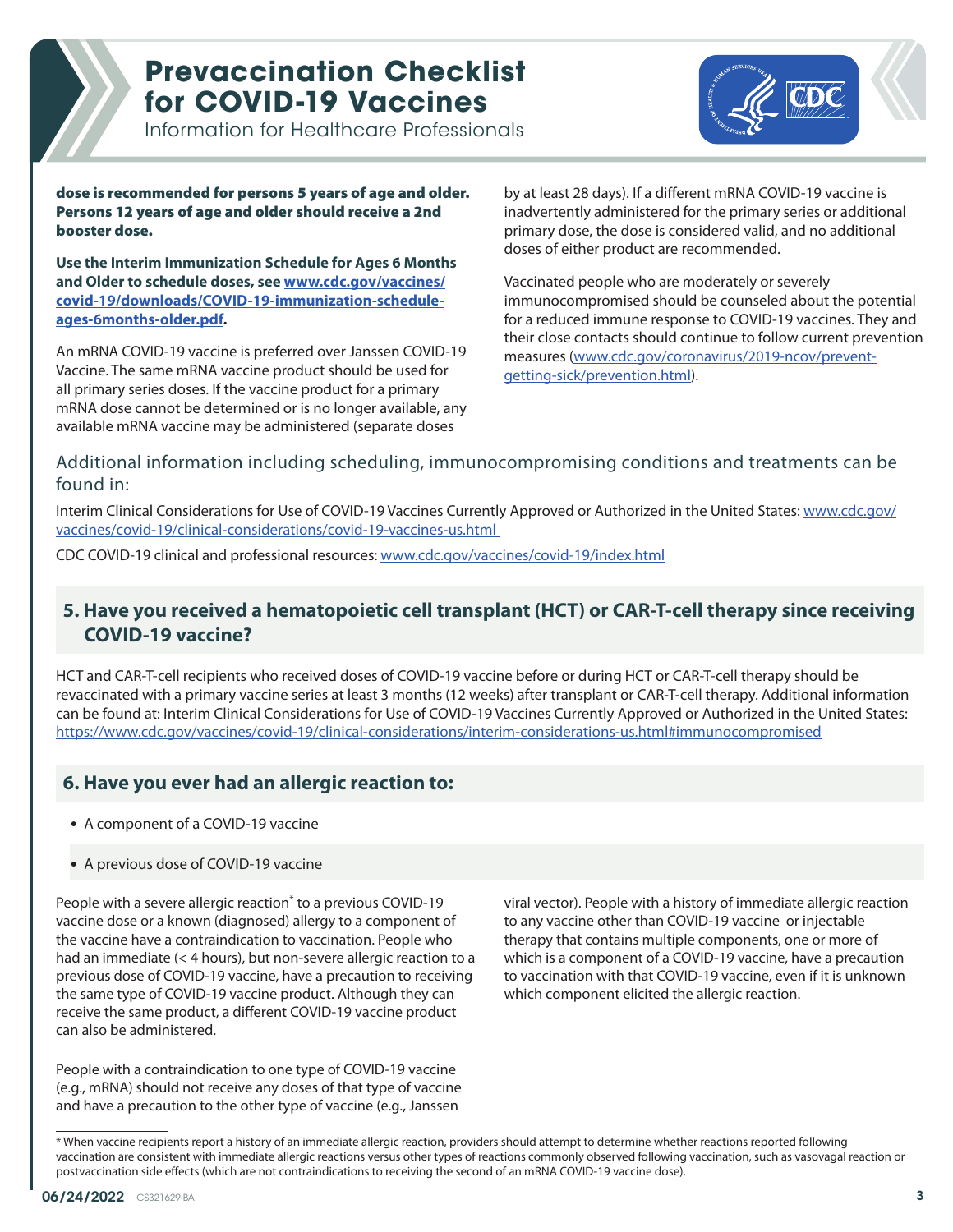**dose is recommended for persons 5 years of age and older. Persons 12 years of age and older should receive a 2nd booster dose.**

**Use the Interim Immunization Schedule for Ages 6 Months and Older to schedule doses, see [www.cdc.gov/vaccines/covid-19/downloads/COVID-19-immunization-schedule-ages-6months-older.pdf](www.cdc.gov/vaccines/covid-19/downloads/COVID-19-immunization-schedule-ages-6months-older.pdf).**

An mRNA COVID-19 vaccine is preferred over Janssen COVID-19 Vaccine. The same mRNA vaccine product should be used for all primary series doses. If the vaccine product for a primary mRNA dose cannot be determined or is no longer available, any available mRNA vaccine may be administered (separate doses by at least 28 days). If a different mRNA COVID-19 vaccine is inadvertently administered for the primary series or additional primary dose, the dose is considered valid, and no additional doses of either product are recommended.

Vaccinated people who are moderately or severely immunocompromised should be counseled about the potential for a reduced immune response to COVID-19 vaccines. They and their close contacts should continue to follow current prevention measures ([www.cdc.gov/coronavirus/2019-ncov/prevent-getting-sick/prevention.html](www.cdc.gov/coronavirus/2019-ncov/prevent-getting-sick/prevention.html)).

### Additional information including scheduling, immunocompromising conditions and treatments can be found in:

Interim Clinical Considerations for Use of COVID-19 Vaccines Currently Approved or Authorized in the United States: [www.cdc.gov/vaccines/covid-19/clinical-considerations/covid-19-vaccines-us.html](www.cdc.gov/vaccines/covid-19/clinical-considerations/covid-19-vaccines-us.html)

CDC COVID-19 clinical and professional resources: [www.cdc.gov/vaccines/covid-19/index.html](www.cdc.gov/vaccines/covid-19/index.html)

## 5. Have you received a hematopoietic cell transplant (HCT) or CAR-T-cell therapy since receiving COVID-19 vaccine?

HCT and CAR-T-cell recipients who received doses of COVID-19 vaccine before or during HCT or CAR-T-cell therapy should be revaccinated with a primary vaccine series at least 3 months (12 weeks) after transplant or CAR-T-cell therapy. Additional information can be found at: Interim Clinical Considerations for Use of COVID-19 Vaccines Currently Approved or Authorized in the United States: [https://www.cdc.gov/vaccines/covid-19/clinical-considerations/interim-considerations-us.html#immunocompromised](https://www.cdc.gov/vaccines/covid-19/clinical-considerations/interim-considerations-us.html#immunocompromised)

## 6. Have you ever had an allergic reaction to:

- A component of a COVID-19 vaccine
- A previous dose of COVID-19 vaccine

People with a severe allergic reaction* to a previous COVID-19 vaccine dose or a known (diagnosed) allergy to a component of the vaccine have a contraindication to vaccination. People who had an immediate (< 4 hours), but non-severe allergic reaction to a previous dose of COVID-19 vaccine, have a precaution to receiving the same type of COVID-19 vaccine product. Although they can receive the same product, a different COVID-19 vaccine product can also be administered.

People with a contraindication to one type of COVID-19 vaccine (e.g., mRNA) should not receive any doses of that type of vaccine and have a precaution to the other type of vaccine (e.g., Janssen viral vector). People with a history of immediate allergic reaction to any vaccine other than COVID-19 vaccine or injectable therapy that contains multiple components, one or more of which is a component of a COVID-19 vaccine, have a precaution to vaccination with that COVID-19 vaccine, even if it is unknown which component elicited the allergic reaction.

* When vaccine recipients report a history of an immediate allergic reaction, providers should attempt to determine whether reactions reported following vaccination are consistent with immediate allergic reactions versus other types of reactions commonly observed following vaccination, such as vasovagal reaction or postvaccination side effects (which are not contraindications to receiving the second of an mRNA COVID-19 vaccine dose).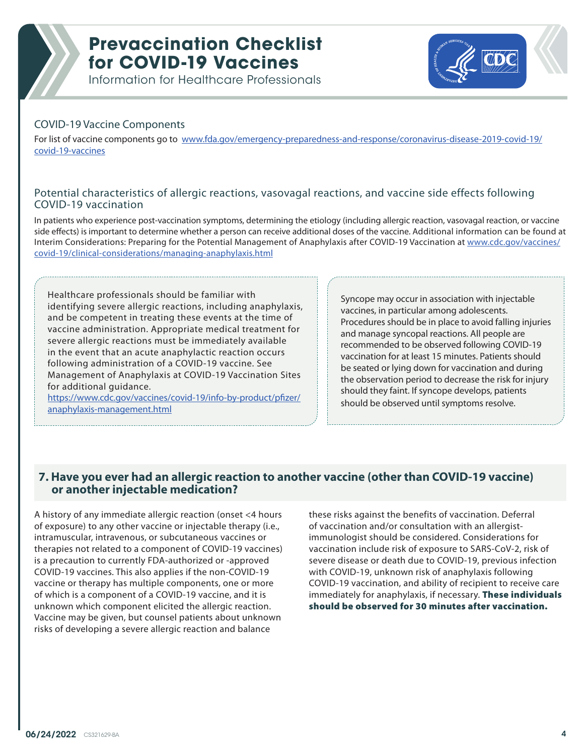# Prevaccination Checklist for COVID-19 Vaccines

Information for Healthcare Professionals

## COVID-19 Vaccine Components

For list of vaccine components go to [www.fda.gov/emergency-preparedness-and-response/coronavirus-disease-2019-covid-19/covid-19-vaccines](www.fda.gov/emergency-preparedness-and-response/coronavirus-disease-2019-covid-19/covid-19-vaccines)

## Potential characteristics of allergic reactions, vasovagal reactions, and vaccine side effects following COVID-19 vaccination

In patients who experience post-vaccination symptoms, determining the etiology (including allergic reaction, vasovagal reaction, or vaccine side effects) is important to determine whether a person can receive additional doses of the vaccine. Additional information can be found at Interim Considerations: Preparing for the Potential Management of Anaphylaxis after COVID-19 Vaccination at [www.cdc.gov/vaccines/covid-19/clinical-considerations/managing-anaphylaxis.html](www.cdc.gov/vaccines/covid-19/clinical-considerations/managing-anaphylaxis.html)

Healthcare professionals should be familiar with identifying severe allergic reactions, including anaphylaxis, and be competent in treating these events at the time of vaccine administration. Appropriate medical treatment for severe allergic reactions must be immediately available in the event that an acute anaphylactic reaction occurs following administration of a COVID-19 vaccine. See Management of Anaphylaxis at COVID-19 Vaccination Sites for additional guidance. [https://www.cdc.gov/vaccines/covid-19/info-by-product/pfizer/anaphylaxis-management.html](https://www.cdc.gov/vaccines/covid-19/info-by-product/pfizer/anaphylaxis-management.html)

Syncope may occur in association with injectable vaccines, in particular among adolescents. Procedures should be in place to avoid falling injuries and manage syncopal reactions. All people are recommended to be observed following COVID-19 vaccination for at least 15 minutes. Patients should be seated or lying down for vaccination and during the observation period to decrease the risk for injury should they faint. If syncope develops, patients should be observed until symptoms resolve.

## 7. Have you ever had an allergic reaction to another vaccine (other than COVID-19 vaccine) or another injectable medication?

A history of any immediate allergic reaction (onset <4 hours of exposure) to any other vaccine or injectable therapy (i.e., intramuscular, intravenous, or subcutaneous vaccines or therapies not related to a component of COVID-19 vaccines) is a precaution to currently FDA-authorized or -approved COVID-19 vaccines. This also applies if the non-COVID-19 vaccine or therapy has multiple components, one or more of which is a component of a COVID-19 vaccine, and it is unknown which component elicited the allergic reaction. Vaccine may be given, but counsel patients about unknown risks of developing a severe allergic reaction and balance these risks against the benefits of vaccination. Deferral of vaccination and/or consultation with an allergist-immunologist should be considered. Considerations for vaccination include risk of exposure to SARS-CoV-2, risk of severe disease or death due to COVID-19, previous infection with COVID-19, unknown risk of anaphylaxis following COVID-19 vaccination, and ability of recipient to receive care immediately for anaphylaxis, if necessary. **These individuals should be observed for 30 minutes after vaccination.**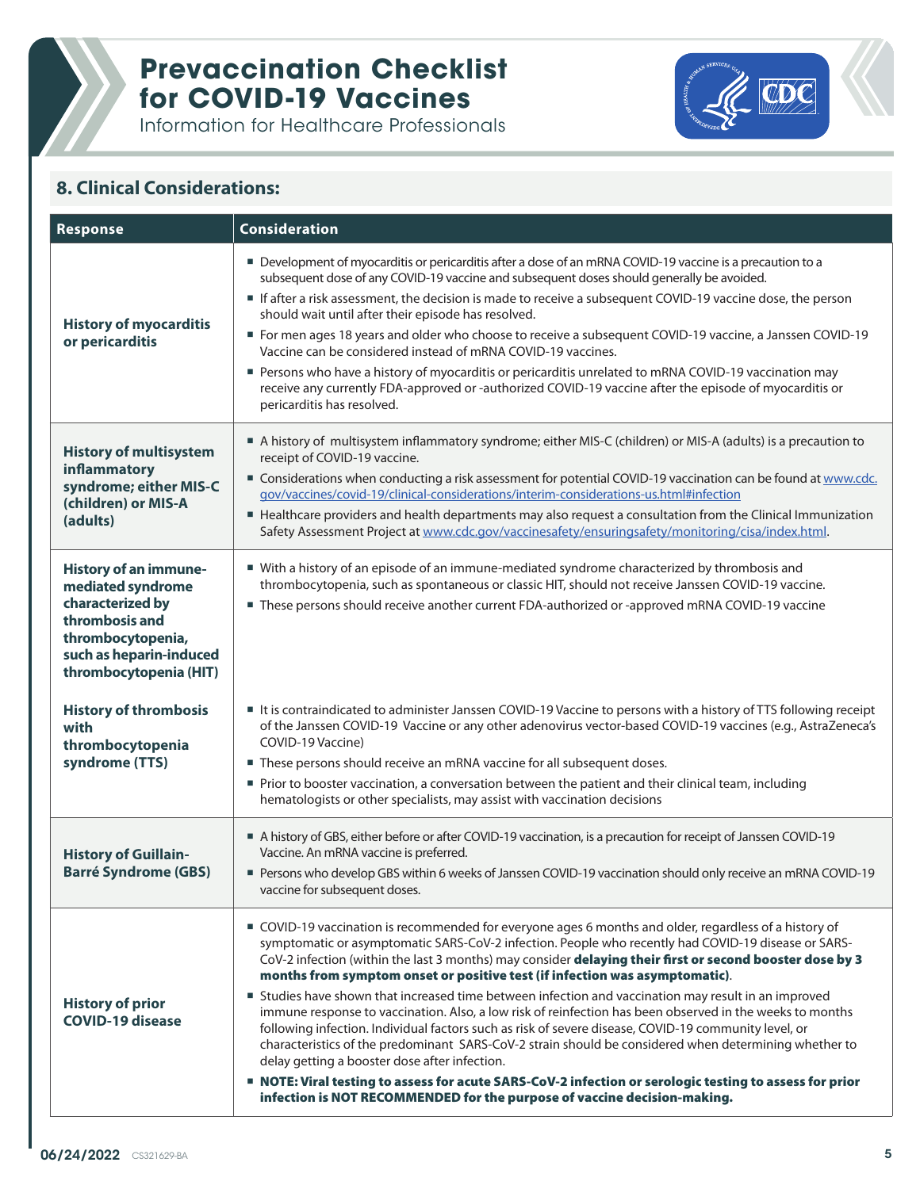# Prevaccination Checklist for COVID-19 Vaccines

Information for Healthcare Professionals

## 8. Clinical Considerations:

| Response | Consideration |
|---|---|
| **History of myocarditis or pericarditis** | ■ Development of myocarditis or pericarditis after a dose of an mRNA COVID-19 vaccine is a precaution to a subsequent dose of any COVID-19 vaccine and subsequent doses should generally be avoided. <br> ■ If after a risk assessment, the decision is made to receive a subsequent COVID-19 vaccine dose, the person should wait until after their episode has resolved. <br> ■ For men ages 18 years and older who choose to receive a subsequent COVID-19 vaccine, a Janssen COVID-19 Vaccine can be considered instead of mRNA COVID-19 vaccines. <br> ■ Persons who have a history of myocarditis or pericarditis unrelated to mRNA COVID-19 vaccination may receive any currently FDA-approved or -authorized COVID-19 vaccine after the episode of myocarditis or pericarditis has resolved. |
| **History of multisystem inflammatory syndrome; either MIS-C (children) or MIS-A (adults)** | ■ A history of multisystem inflammatory syndrome; either MIS-C (children) or MIS-A (adults) is a precaution to receipt of COVID-19 vaccine. <br> ■ Considerations when conducting a risk assessment for potential COVID-19 vaccination can be found at www.cdc.gov/vaccines/covid-19/clinical-considerations/interim-considerations-us.html#infection <br> ■ Healthcare providers and health departments may also request a consultation from the Clinical Immunization Safety Assessment Project at www.cdc.gov/vaccinesafety/ensuringsafety/monitoring/cisa/index.html. |
| **History of an immune-mediated syndrome characterized by thrombosis and thrombocytopenia, such as heparin-induced thrombocytopenia (HIT)** | ■ With a history of an episode of an immune-mediated syndrome characterized by thrombosis and thrombocytopenia, such as spontaneous or classic HIT, should not receive Janssen COVID-19 vaccine. <br> ■ These persons should receive another current FDA-authorized or -approved mRNA COVID-19 vaccine |
| **History of thrombosis with thrombocytopenia syndrome (TTS)** | ■ It is contraindicated to administer Janssen COVID-19 Vaccine to persons with a history of TTS following receipt of the Janssen COVID-19 Vaccine or any other adenovirus vector-based COVID-19 vaccines (e.g., AstraZeneca's COVID-19 Vaccine) <br> ■ These persons should receive an mRNA vaccine for all subsequent doses. <br> ■ Prior to booster vaccination, a conversation between the patient and their clinical team, including hematologists or other specialists, may assist with vaccination decisions |
| **History of Guillain-Barré Syndrome (GBS)** | ■ A history of GBS, either before or after COVID-19 vaccination, is a precaution for receipt of Janssen COVID-19 Vaccine. An mRNA vaccine is preferred. <br> ■ Persons who develop GBS within 6 weeks of Janssen COVID-19 vaccination should only receive an mRNA COVID-19 vaccine for subsequent doses. |
| **History of prior COVID-19 disease** | ■ COVID-19 vaccination is recommended for everyone ages 6 months and older, regardless of a history of symptomatic or asymptomatic SARS-CoV-2 infection. People who recently had COVID-19 disease or SARS-CoV-2 infection (within the last 3 months) may consider **delaying their first or second booster dose by 3 months from symptom onset or positive test (if infection was asymptomatic)**. <br> ■ Studies have shown that increased time between infection and vaccination may result in an improved immune response to vaccination. Also, a low risk of reinfection has been observed in the weeks to months following infection. Individual factors such as risk of severe disease, COVID-19 community level, or characteristics of the predominant SARS-CoV-2 strain should be considered when determining whether to delay getting a booster dose after infection. <br> ■ **NOTE: Viral testing to assess for acute SARS-CoV-2 infection or serologic testing to assess for prior infection is NOT RECOMMENDED for the purpose of vaccine decision-making.** |

**06/24/2022** CS321629-BA